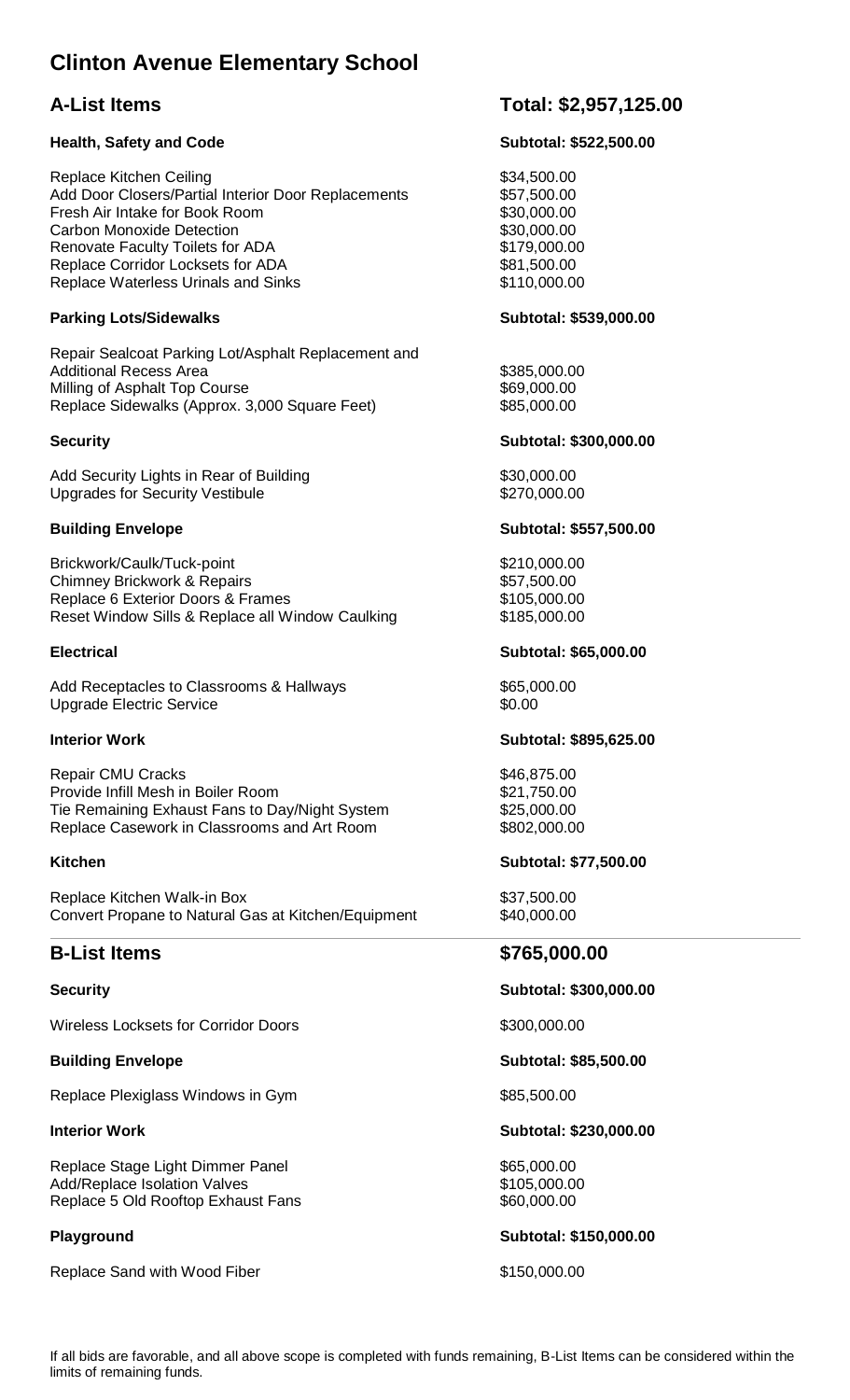# Clinton Avenue Elementary School

## A-List Items — Total: $2,957,125.00

| Item | Cost |
|---|---|
| **Health, Safety and Code** | **Subtotal: $522,500.00** |
| Replace Kitchen Ceiling | $34,500.00 |
| Add Door Closers/Partial Interior Door Replacements | $57,500.00 |
| Fresh Air Intake for Book Room | $30,000.00 |
| Carbon Monoxide Detection | $30,000.00 |
| Renovate Faculty Toilets for ADA | $179,000.00 |
| Replace Corridor Locksets for ADA | $81,500.00 |
| Replace Waterless Urinals and Sinks | $110,000.00 |
| **Parking Lots/Sidewalks** | **Subtotal: $539,000.00** |
| Repair Sealcoat Parking Lot/Asphalt Replacement and Additional Recess Area | $385,000.00 |
| Milling of Asphalt Top Course | $69,000.00 |
| Replace Sidewalks (Approx. 3,000 Square Feet) | $85,000.00 |
| **Security** | **Subtotal: $300,000.00** |
| Add Security Lights in Rear of Building | $30,000.00 |
| Upgrades for Security Vestibule | $270,000.00 |
| **Building Envelope** | **Subtotal: $557,500.00** |
| Brickwork/Caulk/Tuck-point | $210,000.00 |
| Chimney Brickwork & Repairs | $57,500.00 |
| Replace 6 Exterior Doors & Frames | $105,000.00 |
| Reset Window Sills & Replace all Window Caulking | $185,000.00 |
| **Electrical** | **Subtotal: $65,000.00** |
| Add Receptacles to Classrooms & Hallways | $65,000.00 |
| Upgrade Electric Service | $0.00 |
| **Interior Work** | **Subtotal: $895,625.00** |
| Repair CMU Cracks | $46,875.00 |
| Provide Infill Mesh in Boiler Room | $21,750.00 |
| Tie Remaining Exhaust Fans to Day/Night System | $25,000.00 |
| Replace Casework in Classrooms and Art Room | $802,000.00 |
| **Kitchen** | **Subtotal: $77,500.00** |
| Replace Kitchen Walk-in Box | $37,500.00 |
| Convert Propane to Natural Gas at Kitchen/Equipment | $40,000.00 |

## B-List Items — $765,000.00

| Item | Cost |
|---|---|
| **Security** | **Subtotal: $300,000.00** |
| Wireless Locksets for Corridor Doors | $300,000.00 |
| **Building Envelope** | **Subtotal: $85,500.00** |
| Replace Plexiglass Windows in Gym | $85,500.00 |
| **Interior Work** | **Subtotal: $230,000.00** |
| Replace Stage Light Dimmer Panel | $65,000.00 |
| Add/Replace Isolation Valves | $105,000.00 |
| Replace 5 Old Rooftop Exhaust Fans | $60,000.00 |
| **Playground** | **Subtotal: $150,000.00** |
| Replace Sand with Wood Fiber | $150,000.00 |

If all bids are favorable, and all above scope is completed with funds remaining, B-List Items can be considered within the limits of remaining funds.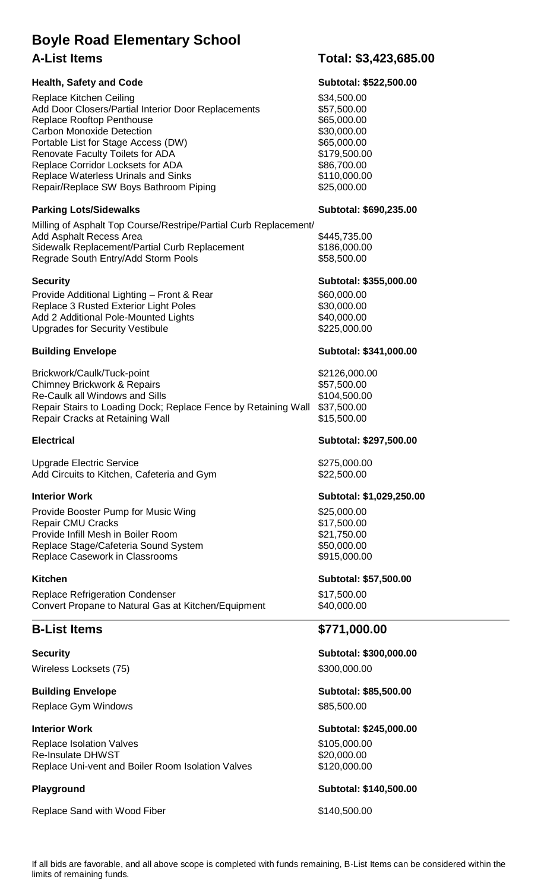# Boyle Road Elementary School

## A-List Items — Total: $3,423,685.00

### Health, Safety and Code — Subtotal: $522,500.00

| Item | Cost |
|---|---|
| Replace Kitchen Ceiling | $34,500.00 |
| Add Door Closers/Partial Interior Door Replacements | $57,500.00 |
| Replace Rooftop Penthouse | $65,000.00 |
| Carbon Monoxide Detection | $30,000.00 |
| Portable List for Stage Access (DW) | $65,000.00 |
| Renovate Faculty Toilets for ADA | $179,500.00 |
| Replace Corridor Locksets for ADA | $86,700.00 |
| Replace Waterless Urinals and Sinks | $110,000.00 |
| Repair/Replace SW Boys Bathroom Piping | $25,000.00 |

### Parking Lots/Sidewalks — Subtotal: $690,235.00

| Item | Cost |
|---|---|
| Milling of Asphalt Top Course/Restripe/Partial Curb Replacement/ Add Asphalt Recess Area | $445,735.00 |
| Sidewalk Replacement/Partial Curb Replacement | $186,000.00 |
| Regrade South Entry/Add Storm Pools | $58,500.00 |

### Security — Subtotal: $355,000.00

| Item | Cost |
|---|---|
| Provide Additional Lighting – Front & Rear | $60,000.00 |
| Replace 3 Rusted Exterior Light Poles | $30,000.00 |
| Add 2 Additional Pole-Mounted Lights | $40,000.00 |
| Upgrades for Security Vestibule | $225,000.00 |

### Building Envelope — Subtotal: $341,000.00

| Item | Cost |
|---|---|
| Brickwork/Caulk/Tuck-point | $2126,000.00 |
| Chimney Brickwork & Repairs | $57,500.00 |
| Re-Caulk all Windows and Sills | $104,500.00 |
| Repair Stairs to Loading Dock; Replace Fence by Retaining Wall | $37,500.00 |
| Repair Cracks at Retaining Wall | $15,500.00 |

### Electrical — Subtotal: $297,500.00

| Item | Cost |
|---|---|
| Upgrade Electric Service | $275,000.00 |
| Add Circuits to Kitchen, Cafeteria and Gym | $22,500.00 |

### Interior Work — Subtotal: $1,029,250.00

| Item | Cost |
|---|---|
| Provide Booster Pump for Music Wing | $25,000.00 |
| Repair CMU Cracks | $17,500.00 |
| Provide Infill Mesh in Boiler Room | $21,750.00 |
| Replace Stage/Cafeteria Sound System | $50,000.00 |
| Replace Casework in Classrooms | $915,000.00 |

### Kitchen — Subtotal: $57,500.00

| Item | Cost |
|---|---|
| Replace Refrigeration Condenser | $17,500.00 |
| Convert Propane to Natural Gas at Kitchen/Equipment | $40,000.00 |

## B-List Items — $771,000.00

### Security — Subtotal: $300,000.00

| Item | Cost |
|---|---|
| Wireless Locksets (75) | $300,000.00 |

### Building Envelope — Subtotal: $85,500.00

| Item | Cost |
|---|---|
| Replace Gym Windows | $85,500.00 |

### Interior Work — Subtotal: $245,000.00

| Item | Cost |
|---|---|
| Replace Isolation Valves | $105,000.00 |
| Re-Insulate DHWST | $20,000.00 |
| Replace Uni-vent and Boiler Room Isolation Valves | $120,000.00 |

### Playground — Subtotal: $140,500.00

| Item | Cost |
|---|---|
| Replace Sand with Wood Fiber | $140,500.00 |

If all bids are favorable, and all above scope is completed with funds remaining, B-List Items can be considered within the limits of remaining funds.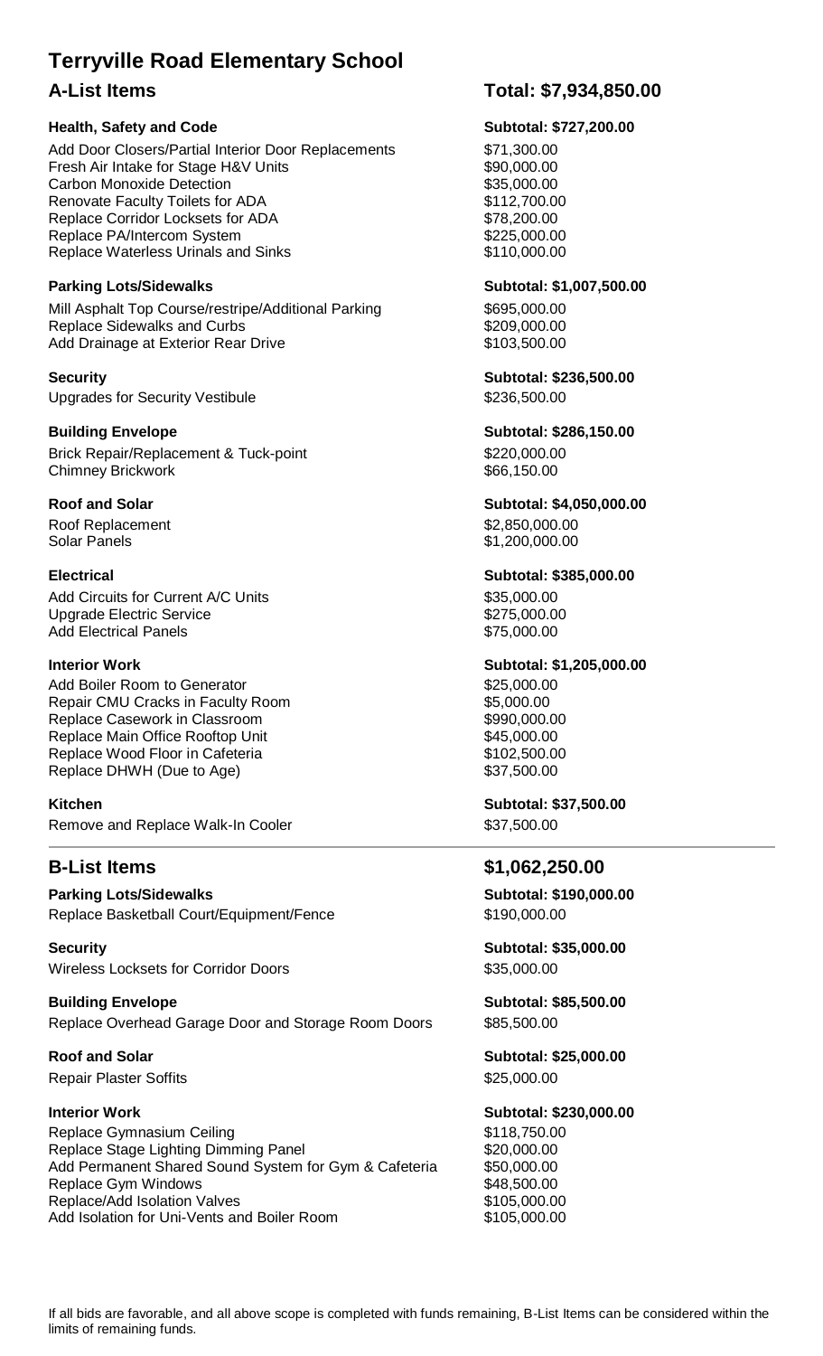# Terryville Road Elementary School

## A-List Items — Total: $7,934,850.00

| Item | Amount |
|---|---|
| **Health, Safety and Code** | **Subtotal: $727,200.00** |
| Add Door Closers/Partial Interior Door Replacements | $71,300.00 |
| Fresh Air Intake for Stage H&V Units | $90,000.00 |
| Carbon Monoxide Detection | $35,000.00 |
| Renovate Faculty Toilets for ADA | $112,700.00 |
| Replace Corridor Locksets for ADA | $78,200.00 |
| Replace PA/Intercom System | $225,000.00 |
| Replace Waterless Urinals and Sinks | $110,000.00 |
| **Parking Lots/Sidewalks** | **Subtotal: $1,007,500.00** |
| Mill Asphalt Top Course/restripe/Additional Parking | $695,000.00 |
| Replace Sidewalks and Curbs | $209,000.00 |
| Add Drainage at Exterior Rear Drive | $103,500.00 |
| **Security** | **Subtotal: $236,500.00** |
| Upgrades for Security Vestibule | $236,500.00 |
| **Building Envelope** | **Subtotal: $286,150.00** |
| Brick Repair/Replacement & Tuck-point | $220,000.00 |
| Chimney Brickwork | $66,150.00 |
| **Roof and Solar** | **Subtotal: $4,050,000.00** |
| Roof Replacement | $2,850,000.00 |
| Solar Panels | $1,200,000.00 |
| **Electrical** | **Subtotal: $385,000.00** |
| Add Circuits for Current A/C Units | $35,000.00 |
| Upgrade Electric Service | $275,000.00 |
| Add Electrical Panels | $75,000.00 |
| **Interior Work** | **Subtotal: $1,205,000.00** |
| Add Boiler Room to Generator | $25,000.00 |
| Repair CMU Cracks in Faculty Room | $5,000.00 |
| Replace Casework in Classroom | $990,000.00 |
| Replace Main Office Rooftop Unit | $45,000.00 |
| Replace Wood Floor in Cafeteria | $102,500.00 |
| Replace DHWH (Due to Age) | $37,500.00 |
| **Kitchen** | **Subtotal: $37,500.00** |
| Remove and Replace Walk-In Cooler | $37,500.00 |

## B-List Items — $1,062,250.00

| Item | Amount |
|---|---|
| **Parking Lots/Sidewalks** | **Subtotal: $190,000.00** |
| Replace Basketball Court/Equipment/Fence | $190,000.00 |
| **Security** | **Subtotal: $35,000.00** |
| Wireless Locksets for Corridor Doors | $35,000.00 |
| **Building Envelope** | **Subtotal: $85,500.00** |
| Replace Overhead Garage Door and Storage Room Doors | $85,500.00 |
| **Roof and Solar** | **Subtotal: $25,000.00** |
| Repair Plaster Soffits | $25,000.00 |
| **Interior Work** | **Subtotal: $230,000.00** |
| Replace Gymnasium Ceiling | $118,750.00 |
| Replace Stage Lighting Dimming Panel | $20,000.00 |
| Add Permanent Shared Sound System for Gym & Cafeteria | $50,000.00 |
| Replace Gym Windows | $48,500.00 |
| Replace/Add Isolation Valves | $105,000.00 |
| Add Isolation for Uni-Vents and Boiler Room | $105,000.00 |

If all bids are favorable, and all above scope is completed with funds remaining, B-List Items can be considered within the limits of remaining funds.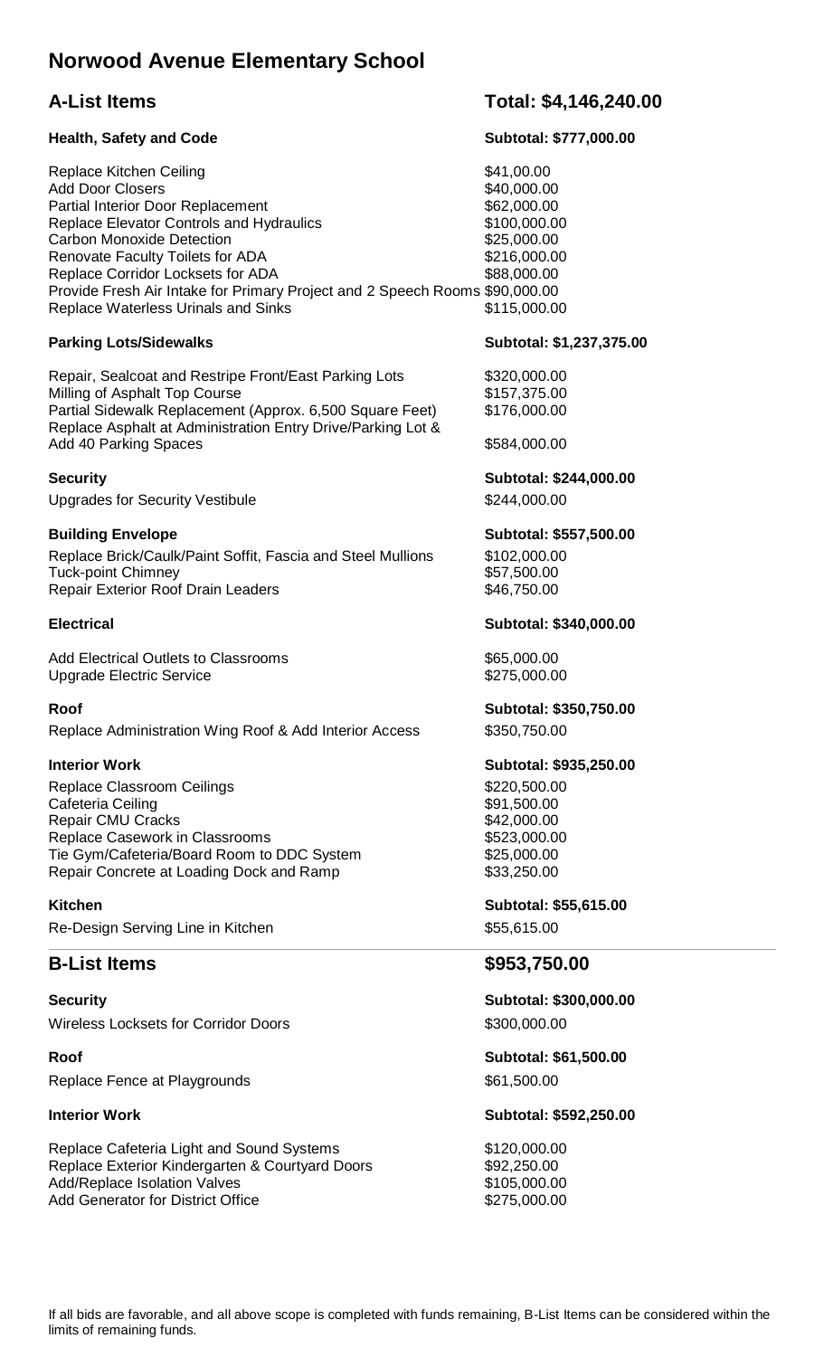# Norwood Avenue Elementary School

## A-List Items — Total: $4,146,240.00

### Health, Safety and Code — Subtotal: $777,000.00

| Item | Cost |
|---|---|
| Replace Kitchen Ceiling | $41,00.00 |
| Add Door Closers | $40,000.00 |
| Partial Interior Door Replacement | $62,000.00 |
| Replace Elevator Controls and Hydraulics | $100,000.00 |
| Carbon Monoxide Detection | $25,000.00 |
| Renovate Faculty Toilets for ADA | $216,000.00 |
| Replace Corridor Locksets for ADA | $88,000.00 |
| Provide Fresh Air Intake for Primary Project and 2 Speech Rooms | $90,000.00 |
| Replace Waterless Urinals and Sinks | $115,000.00 |

### Parking Lots/Sidewalks — Subtotal: $1,237,375.00

| Item | Cost |
|---|---|
| Repair, Sealcoat and Restripe Front/East Parking Lots | $320,000.00 |
| Milling of Asphalt Top Course | $157,375.00 |
| Partial Sidewalk Replacement (Approx. 6,500 Square Feet) | $176,000.00 |
| Replace Asphalt at Administration Entry Drive/Parking Lot & Add 40 Parking Spaces | $584,000.00 |

### Security — Subtotal: $244,000.00

| Item | Cost |
|---|---|
| Upgrades for Security Vestibule | $244,000.00 |

### Building Envelope — Subtotal: $557,500.00

| Item | Cost |
|---|---|
| Replace Brick/Caulk/Paint Soffit, Fascia and Steel Mullions | $102,000.00 |
| Tuck-point Chimney | $57,500.00 |
| Repair Exterior Roof Drain Leaders | $46,750.00 |

### Electrical — Subtotal: $340,000.00

| Item | Cost |
|---|---|
| Add Electrical Outlets to Classrooms | $65,000.00 |
| Upgrade Electric Service | $275,000.00 |

### Roof — Subtotal: $350,750.00

| Item | Cost |
|---|---|
| Replace Administration Wing Roof & Add Interior Access | $350,750.00 |

### Interior Work — Subtotal: $935,250.00

| Item | Cost |
|---|---|
| Replace Classroom Ceilings | $220,500.00 |
| Cafeteria Ceiling | $91,500.00 |
| Repair CMU Cracks | $42,000.00 |
| Replace Casework in Classrooms | $523,000.00 |
| Tie Gym/Cafeteria/Board Room to DDC System | $25,000.00 |
| Repair Concrete at Loading Dock and Ramp | $33,250.00 |

### Kitchen — Subtotal: $55,615.00

| Item | Cost |
|---|---|
| Re-Design Serving Line in Kitchen | $55,615.00 |

## B-List Items — $953,750.00

### Security — Subtotal: $300,000.00

| Item | Cost |
|---|---|
| Wireless Locksets for Corridor Doors | $300,000.00 |

### Roof — Subtotal: $61,500.00

| Item | Cost |
|---|---|
| Replace Fence at Playgrounds | $61,500.00 |

### Interior Work — Subtotal: $592,250.00

| Item | Cost |
|---|---|
| Replace Cafeteria Light and Sound Systems | $120,000.00 |
| Replace Exterior Kindergarten & Courtyard Doors | $92,250.00 |
| Add/Replace Isolation Valves | $105,000.00 |
| Add Generator for District Office | $275,000.00 |

If all bids are favorable, and all above scope is completed with funds remaining, B-List Items can be considered within the limits of remaining funds.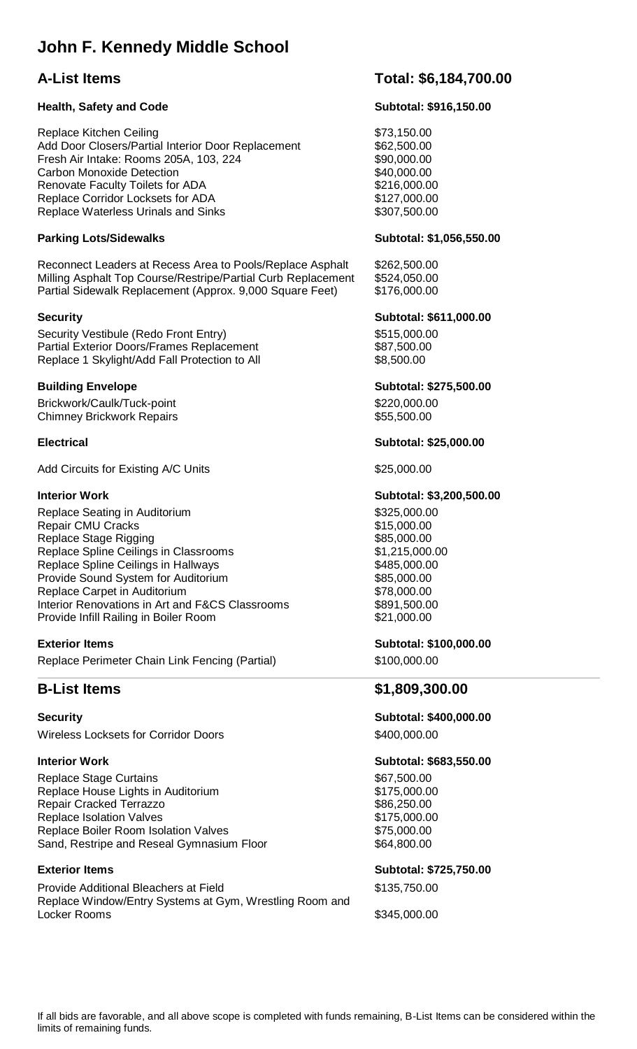# John F. Kennedy Middle School

## A-List Items — Total: $6,184,700.00

### Health, Safety and Code — Subtotal: $916,150.00

| Item | Cost |
|---|---|
| Replace Kitchen Ceiling | $73,150.00 |
| Add Door Closers/Partial Interior Door Replacement | $62,500.00 |
| Fresh Air Intake: Rooms 205A, 103, 224 | $90,000.00 |
| Carbon Monoxide Detection | $40,000.00 |
| Renovate Faculty Toilets for ADA | $216,000.00 |
| Replace Corridor Locksets for ADA | $127,000.00 |
| Replace Waterless Urinals and Sinks | $307,500.00 |

### Parking Lots/Sidewalks — Subtotal: $1,056,550.00

| Item | Cost |
|---|---|
| Reconnect Leaders at Recess Area to Pools/Replace Asphalt | $262,500.00 |
| Milling Asphalt Top Course/Restripe/Partial Curb Replacement | $524,050.00 |
| Partial Sidewalk Replacement (Approx. 9,000 Square Feet) | $176,000.00 |

### Security — Subtotal: $611,000.00

| Item | Cost |
|---|---|
| Security Vestibule (Redo Front Entry) | $515,000.00 |
| Partial Exterior Doors/Frames Replacement | $87,500.00 |
| Replace 1 Skylight/Add Fall Protection to All | $8,500.00 |

### Building Envelope — Subtotal: $275,500.00

| Item | Cost |
|---|---|
| Brickwork/Caulk/Tuck-point | $220,000.00 |
| Chimney Brickwork Repairs | $55,500.00 |

### Electrical — Subtotal: $25,000.00

| Item | Cost |
|---|---|
| Add Circuits for Existing A/C Units | $25,000.00 |

### Interior Work — Subtotal: $3,200,500.00

| Item | Cost |
|---|---|
| Replace Seating in Auditorium | $325,000.00 |
| Repair CMU Cracks | $15,000.00 |
| Replace Stage Rigging | $85,000.00 |
| Replace Spline Ceilings in Classrooms | $1,215,000.00 |
| Replace Spline Ceilings in Hallways | $485,000.00 |
| Provide Sound System for Auditorium | $85,000.00 |
| Replace Carpet in Auditorium | $78,000.00 |
| Interior Renovations in Art and F&CS Classrooms | $891,500.00 |
| Provide Infill Railing in Boiler Room | $21,000.00 |

### Exterior Items — Subtotal: $100,000.00

| Item | Cost |
|---|---|
| Replace Perimeter Chain Link Fencing (Partial) | $100,000.00 |

## B-List Items — $1,809,300.00

### Security — Subtotal: $400,000.00

| Item | Cost |
|---|---|
| Wireless Locksets for Corridor Doors | $400,000.00 |

### Interior Work — Subtotal: $683,550.00

| Item | Cost |
|---|---|
| Replace Stage Curtains | $67,500.00 |
| Replace House Lights in Auditorium | $175,000.00 |
| Repair Cracked Terrazzo | $86,250.00 |
| Replace Isolation Valves | $175,000.00 |
| Replace Boiler Room Isolation Valves | $75,000.00 |
| Sand, Restripe and Reseal Gymnasium Floor | $64,800.00 |

### Exterior Items — Subtotal: $725,750.00

| Item | Cost |
|---|---|
| Provide Additional Bleachers at Field | $135,750.00 |
| Replace Window/Entry Systems at Gym, Wrestling Room and Locker Rooms | $345,000.00 |

If all bids are favorable, and all above scope is completed with funds remaining, B-List Items can be considered within the limits of remaining funds.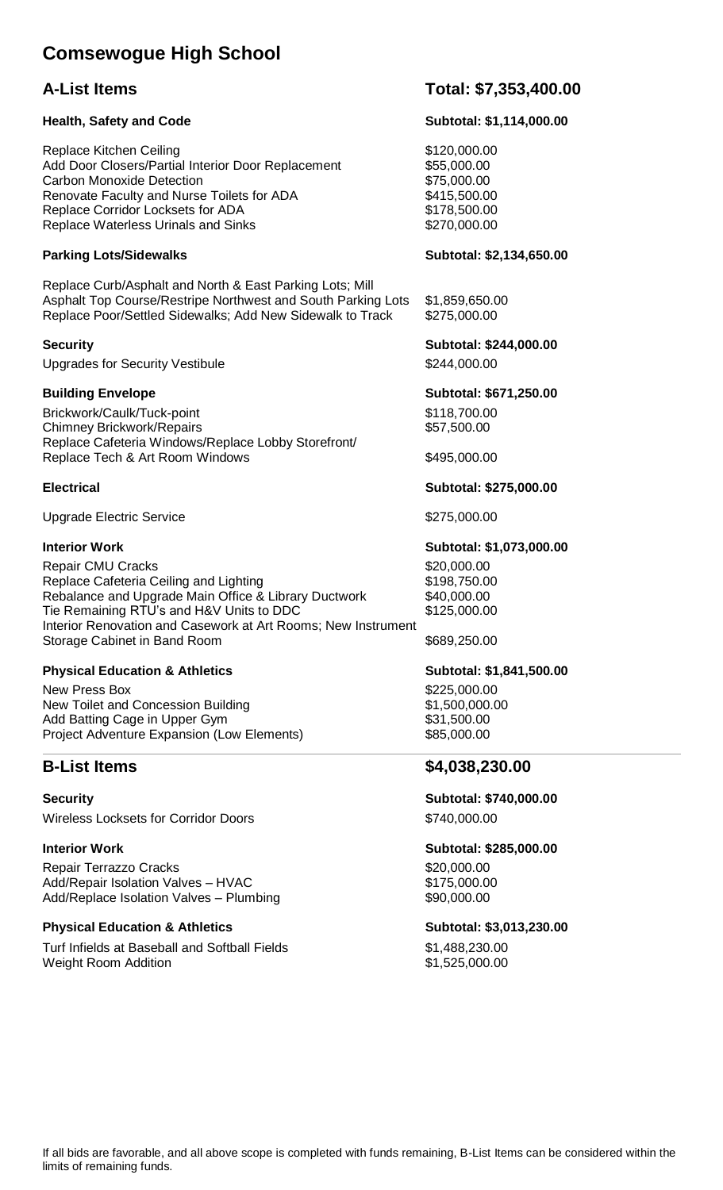# Comsewogue High School

## A-List Items — Total: $7,353,400.00

| Item | Cost |
|---|---|
| **Health, Safety and Code** | **Subtotal: $1,114,000.00** |
| Replace Kitchen Ceiling | $120,000.00 |
| Add Door Closers/Partial Interior Door Replacement | $55,000.00 |
| Carbon Monoxide Detection | $75,000.00 |
| Renovate Faculty and Nurse Toilets for ADA | $415,500.00 |
| Replace Corridor Locksets for ADA | $178,500.00 |
| Replace Waterless Urinals and Sinks | $270,000.00 |
| **Parking Lots/Sidewalks** | **Subtotal: $2,134,650.00** |
| Replace Curb/Asphalt and North & East Parking Lots; Mill Asphalt Top Course/Restripe Northwest and South Parking Lots | $1,859,650.00 |
| Replace Poor/Settled Sidewalks; Add New Sidewalk to Track | $275,000.00 |
| **Security** | **Subtotal: $244,000.00** |
| Upgrades for Security Vestibule | $244,000.00 |
| **Building Envelope** | **Subtotal: $671,250.00** |
| Brickwork/Caulk/Tuck-point | $118,700.00 |
| Chimney Brickwork/Repairs | $57,500.00 |
| Replace Cafeteria Windows/Replace Lobby Storefront/ Replace Tech & Art Room Windows | $495,000.00 |
| **Electrical** | **Subtotal: $275,000.00** |
| Upgrade Electric Service | $275,000.00 |
| **Interior Work** | **Subtotal: $1,073,000.00** |
| Repair CMU Cracks | $20,000.00 |
| Replace Cafeteria Ceiling and Lighting | $198,750.00 |
| Rebalance and Upgrade Main Office & Library Ductwork | $40,000.00 |
| Tie Remaining RTU's and H&V Units to DDC | $125,000.00 |
| Interior Renovation and Casework at Art Rooms; New Instrument Storage Cabinet in Band Room | $689,250.00 |
| **Physical Education & Athletics** | **Subtotal: $1,841,500.00** |
| New Press Box | $225,000.00 |
| New Toilet and Concession Building | $1,500,000.00 |
| Add Batting Cage in Upper Gym | $31,500.00 |
| Project Adventure Expansion (Low Elements) | $85,000.00 |

## B-List Items — $4,038,230.00

| Item | Cost |
|---|---|
| **Security** | **Subtotal: $740,000.00** |
| Wireless Locksets for Corridor Doors | $740,000.00 |
| **Interior Work** | **Subtotal: $285,000.00** |
| Repair Terrazzo Cracks | $20,000.00 |
| Add/Repair Isolation Valves – HVAC | $175,000.00 |
| Add/Replace Isolation Valves – Plumbing | $90,000.00 |
| **Physical Education & Athletics** | **Subtotal: $3,013,230.00** |
| Turf Infields at Baseball and Softball Fields | $1,488,230.00 |
| Weight Room Addition | $1,525,000.00 |

If all bids are favorable, and all above scope is completed with funds remaining, B-List Items can be considered within the limits of remaining funds.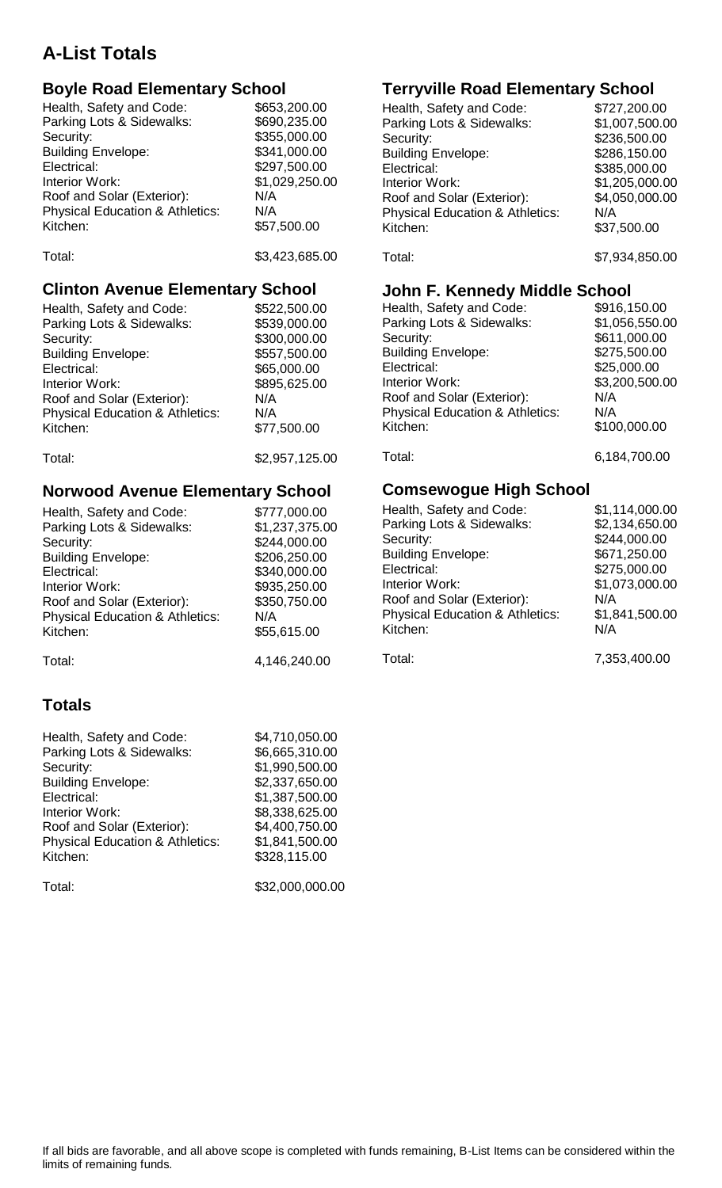# A-List Totals

## Boyle Road Elementary School

| | |
|---|---|
| Health, Safety and Code: | $653,200.00 |
| Parking Lots & Sidewalks: | $690,235.00 |
| Security: | $355,000.00 |
| Building Envelope: | $341,000.00 |
| Electrical: | $297,500.00 |
| Interior Work: | $1,029,250.00 |
| Roof and Solar (Exterior): | N/A |
| Physical Education & Athletics: | N/A |
| Kitchen: | $57,500.00 |
| Total: | $3,423,685.00 |

## Clinton Avenue Elementary School

| | |
|---|---|
| Health, Safety and Code: | $522,500.00 |
| Parking Lots & Sidewalks: | $539,000.00 |
| Security: | $300,000.00 |
| Building Envelope: | $557,500.00 |
| Electrical: | $65,000.00 |
| Interior Work: | $895,625.00 |
| Roof and Solar (Exterior): | N/A |
| Physical Education & Athletics: | N/A |
| Kitchen: | $77,500.00 |
| Total: | $2,957,125.00 |

## Norwood Avenue Elementary School

| | |
|---|---|
| Health, Safety and Code: | $777,000.00 |
| Parking Lots & Sidewalks: | $1,237,375.00 |
| Security: | $244,000.00 |
| Building Envelope: | $206,250.00 |
| Electrical: | $340,000.00 |
| Interior Work: | $935,250.00 |
| Roof and Solar (Exterior): | $350,750.00 |
| Physical Education & Athletics: | N/A |
| Kitchen: | $55,615.00 |
| Total: | 4,146,240.00 |

## Terryville Road Elementary School

| | |
|---|---|
| Health, Safety and Code: | $727,200.00 |
| Parking Lots & Sidewalks: | $1,007,500.00 |
| Security: | $236,500.00 |
| Building Envelope: | $286,150.00 |
| Electrical: | $385,000.00 |
| Interior Work: | $1,205,000.00 |
| Roof and Solar (Exterior): | $4,050,000.00 |
| Physical Education & Athletics: | N/A |
| Kitchen: | $37,500.00 |
| Total: | $7,934,850.00 |

## John F. Kennedy Middle School

| | |
|---|---|
| Health, Safety and Code: | $916,150.00 |
| Parking Lots & Sidewalks: | $1,056,550.00 |
| Security: | $611,000.00 |
| Building Envelope: | $275,500.00 |
| Electrical: | $25,000.00 |
| Interior Work: | $3,200,500.00 |
| Roof and Solar (Exterior): | N/A |
| Physical Education & Athletics: | N/A |
| Kitchen: | $100,000.00 |
| Total: | 6,184,700.00 |

## Comsewogue High School

| | |
|---|---|
| Health, Safety and Code: | $1,114,000.00 |
| Parking Lots & Sidewalks: | $2,134,650.00 |
| Security: | $244,000.00 |
| Building Envelope: | $671,250.00 |
| Electrical: | $275,000.00 |
| Interior Work: | $1,073,000.00 |
| Roof and Solar (Exterior): | N/A |
| Physical Education & Athletics: | $1,841,500.00 |
| Kitchen: | N/A |
| Total: | 7,353,400.00 |

## Totals

| | |
|---|---|
| Health, Safety and Code: | $4,710,050.00 |
| Parking Lots & Sidewalks: | $6,665,310.00 |
| Security: | $1,990,500.00 |
| Building Envelope: | $2,337,650.00 |
| Electrical: | $1,387,500.00 |
| Interior Work: | $8,338,625.00 |
| Roof and Solar (Exterior): | $4,400,750.00 |
| Physical Education & Athletics: | $1,841,500.00 |
| Kitchen: | $328,115.00 |
| Total: | $32,000,000.00 |

If all bids are favorable, and all above scope is completed with funds remaining, B-List Items can be considered within the limits of remaining funds.